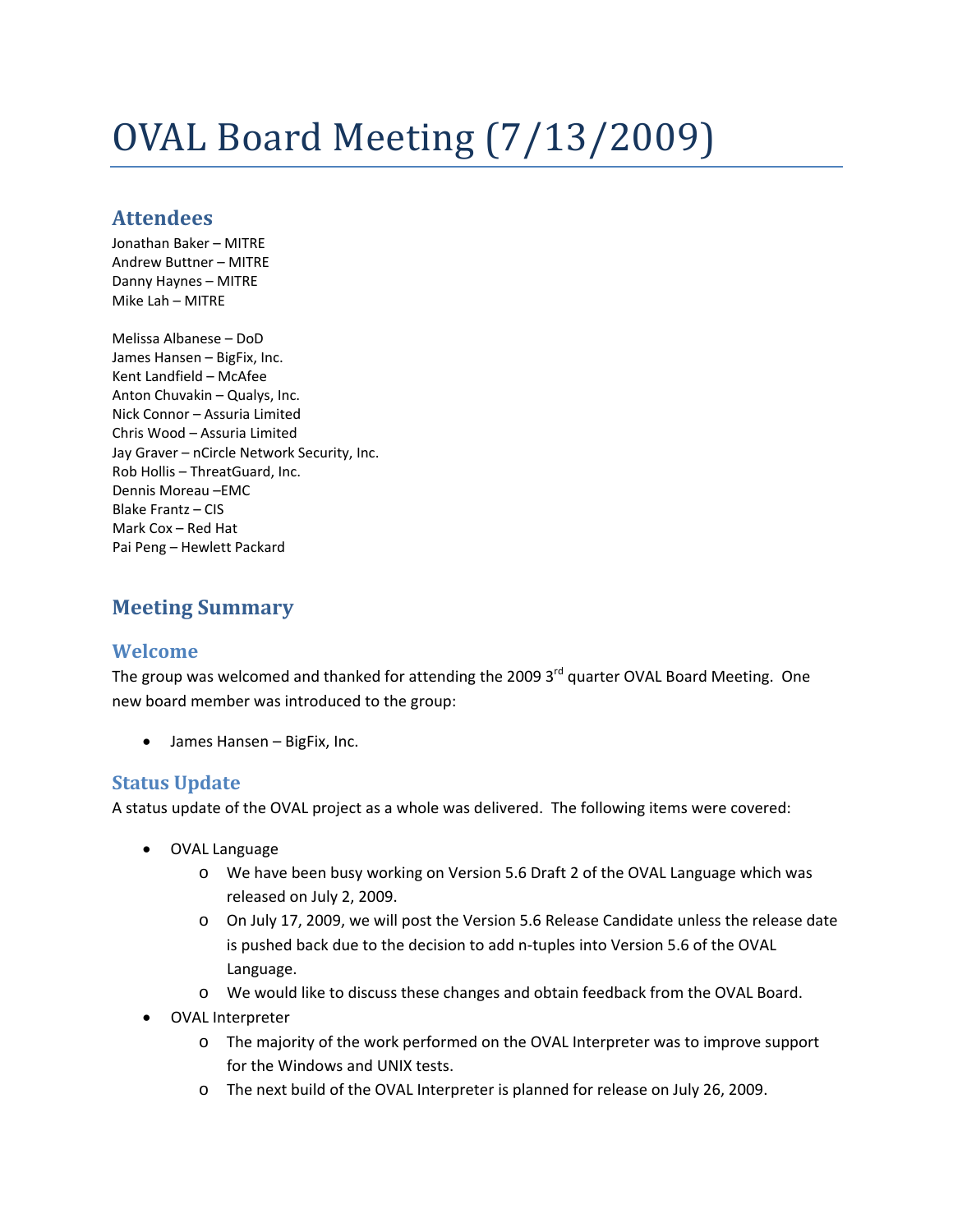# OVAL Board Meeting (7/13/2009)

## Attendees

Jonathan Baker – MITRE
Andrew Buttner – MITRE
Danny Haynes – MITRE
Mike Lah – MITRE

Melissa Albanese – DoD
James Hansen – BigFix, Inc.
Kent Landfield – McAfee
Anton Chuvakin – Qualys, Inc.
Nick Connor – Assuria Limited
Chris Wood – Assuria Limited
Jay Graver – nCircle Network Security, Inc.
Rob Hollis – ThreatGuard, Inc.
Dennis Moreau –EMC
Blake Frantz – CIS
Mark Cox – Red Hat
Pai Peng – Hewlett Packard

## Meeting Summary

### Welcome

The group was welcomed and thanked for attending the 2009 3rd quarter OVAL Board Meeting. One new board member was introduced to the group:

- James Hansen – BigFix, Inc.

### Status Update

A status update of the OVAL project as a whole was delivered. The following items were covered:

- OVAL Language
  - We have been busy working on Version 5.6 Draft 2 of the OVAL Language which was released on July 2, 2009.
  - On July 17, 2009, we will post the Version 5.6 Release Candidate unless the release date is pushed back due to the decision to add n-tuples into Version 5.6 of the OVAL Language.
  - We would like to discuss these changes and obtain feedback from the OVAL Board.
- OVAL Interpreter
  - The majority of the work performed on the OVAL Interpreter was to improve support for the Windows and UNIX tests.
  - The next build of the OVAL Interpreter is planned for release on July 26, 2009.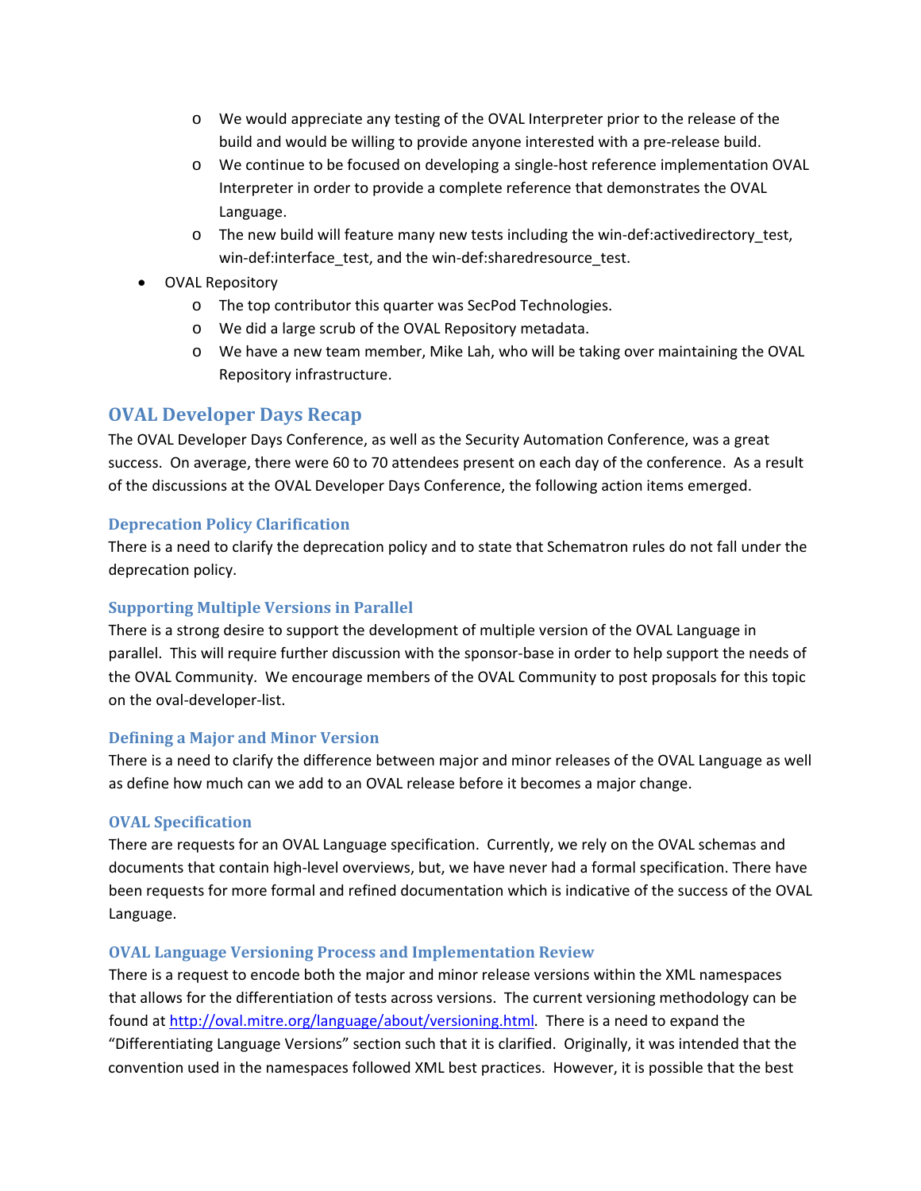- We would appreciate any testing of the OVAL Interpreter prior to the release of the build and would be willing to provide anyone interested with a pre-release build.
    - We continue to be focused on developing a single-host reference implementation OVAL Interpreter in order to provide a complete reference that demonstrates the OVAL Language.
    - The new build will feature many new tests including the win-def:activedirectory_test, win-def:interface_test, and the win-def:sharedresource_test.
- OVAL Repository
    - The top contributor this quarter was SecPod Technologies.
    - We did a large scrub of the OVAL Repository metadata.
    - We have a new team member, Mike Lah, who will be taking over maintaining the OVAL Repository infrastructure.

## OVAL Developer Days Recap

The OVAL Developer Days Conference, as well as the Security Automation Conference, was a great success. On average, there were 60 to 70 attendees present on each day of the conference. As a result of the discussions at the OVAL Developer Days Conference, the following action items emerged.

### Deprecation Policy Clarification

There is a need to clarify the deprecation policy and to state that Schematron rules do not fall under the deprecation policy.

### Supporting Multiple Versions in Parallel

There is a strong desire to support the development of multiple version of the OVAL Language in parallel. This will require further discussion with the sponsor-base in order to help support the needs of the OVAL Community. We encourage members of the OVAL Community to post proposals for this topic on the oval-developer-list.

### Defining a Major and Minor Version

There is a need to clarify the difference between major and minor releases of the OVAL Language as well as define how much can we add to an OVAL release before it becomes a major change.

### OVAL Specification

There are requests for an OVAL Language specification. Currently, we rely on the OVAL schemas and documents that contain high-level overviews, but, we have never had a formal specification. There have been requests for more formal and refined documentation which is indicative of the success of the OVAL Language.

### OVAL Language Versioning Process and Implementation Review

There is a request to encode both the major and minor release versions within the XML namespaces that allows for the differentiation of tests across versions. The current versioning methodology can be found at http://oval.mitre.org/language/about/versioning.html. There is a need to expand the "Differentiating Language Versions" section such that it is clarified. Originally, it was intended that the convention used in the namespaces followed XML best practices. However, it is possible that the best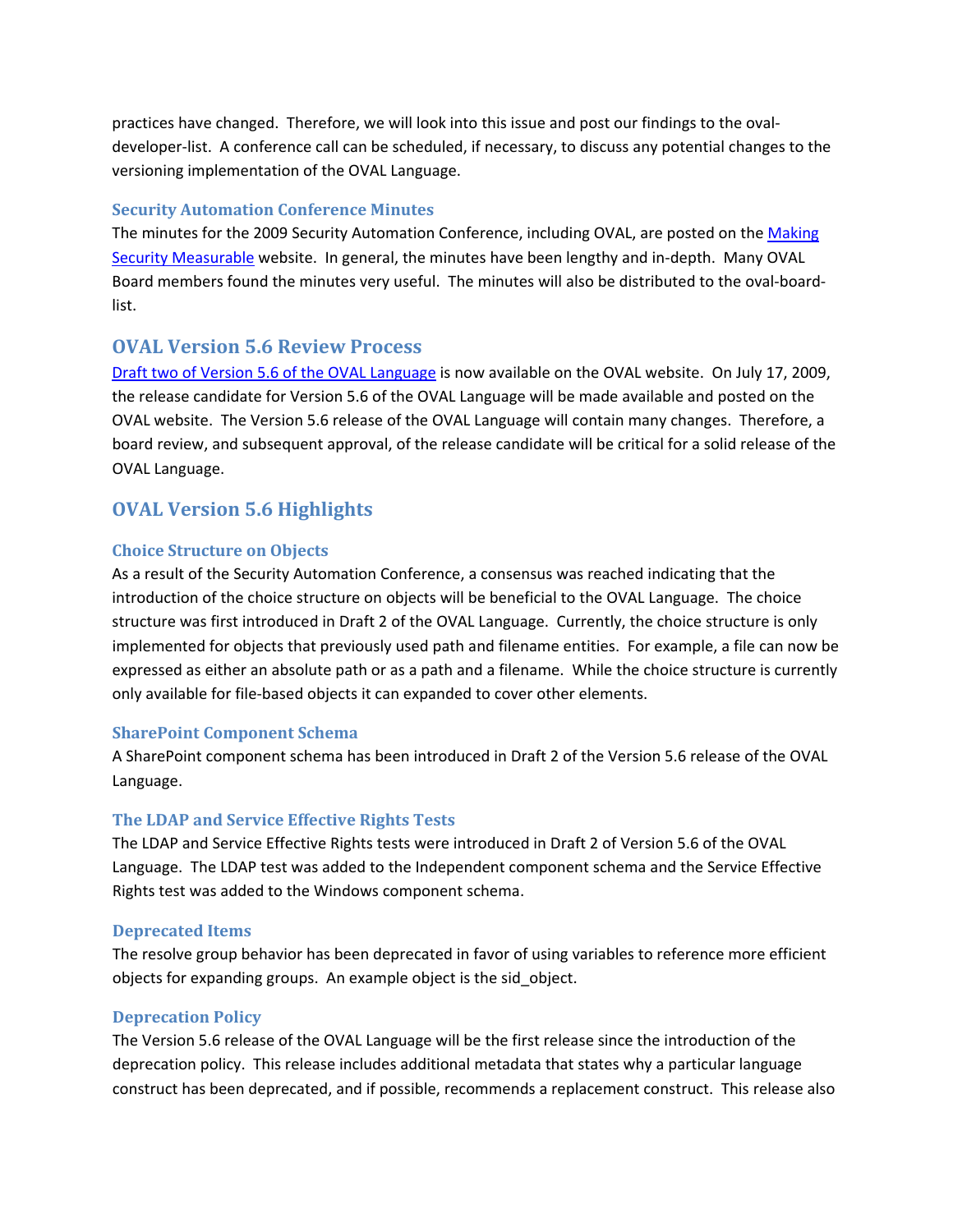practices have changed. Therefore, we will look into this issue and post our findings to the oval-developer-list. A conference call can be scheduled, if necessary, to discuss any potential changes to the versioning implementation of the OVAL Language.

### Security Automation Conference Minutes

The minutes for the 2009 Security Automation Conference, including OVAL, are posted on the Making Security Measurable website. In general, the minutes have been lengthy and in-depth. Many OVAL Board members found the minutes very useful. The minutes will also be distributed to the oval-board-list.

## OVAL Version 5.6 Review Process

Draft two of Version 5.6 of the OVAL Language is now available on the OVAL website. On July 17, 2009, the release candidate for Version 5.6 of the OVAL Language will be made available and posted on the OVAL website. The Version 5.6 release of the OVAL Language will contain many changes. Therefore, a board review, and subsequent approval, of the release candidate will be critical for a solid release of the OVAL Language.

## OVAL Version 5.6 Highlights

### Choice Structure on Objects

As a result of the Security Automation Conference, a consensus was reached indicating that the introduction of the choice structure on objects will be beneficial to the OVAL Language. The choice structure was first introduced in Draft 2 of the OVAL Language. Currently, the choice structure is only implemented for objects that previously used path and filename entities. For example, a file can now be expressed as either an absolute path or as a path and a filename. While the choice structure is currently only available for file-based objects it can expanded to cover other elements.

### SharePoint Component Schema

A SharePoint component schema has been introduced in Draft 2 of the Version 5.6 release of the OVAL Language.

### The LDAP and Service Effective Rights Tests

The LDAP and Service Effective Rights tests were introduced in Draft 2 of Version 5.6 of the OVAL Language. The LDAP test was added to the Independent component schema and the Service Effective Rights test was added to the Windows component schema.

### Deprecated Items

The resolve group behavior has been deprecated in favor of using variables to reference more efficient objects for expanding groups. An example object is the sid_object.

### Deprecation Policy

The Version 5.6 release of the OVAL Language will be the first release since the introduction of the deprecation policy. This release includes additional metadata that states why a particular language construct has been deprecated, and if possible, recommends a replacement construct. This release also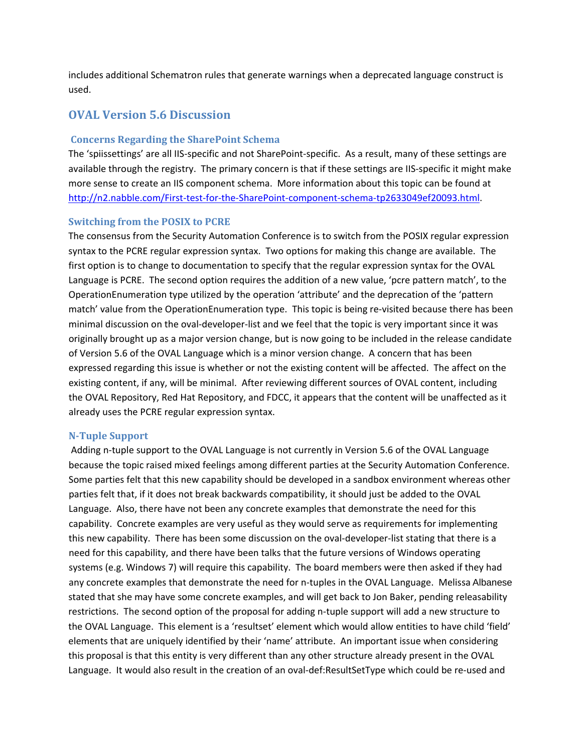includes additional Schematron rules that generate warnings when a deprecated language construct is used.

## OVAL Version 5.6 Discussion

### Concerns Regarding the SharePoint Schema

The 'spiissettings' are all IIS-specific and not SharePoint-specific. As a result, many of these settings are available through the registry. The primary concern is that if these settings are IIS-specific it might make more sense to create an IIS component schema. More information about this topic can be found at http://n2.nabble.com/First-test-for-the-SharePoint-component-schema-tp2633049ef20093.html.

### Switching from the POSIX to PCRE

The consensus from the Security Automation Conference is to switch from the POSIX regular expression syntax to the PCRE regular expression syntax. Two options for making this change are available. The first option is to change to documentation to specify that the regular expression syntax for the OVAL Language is PCRE. The second option requires the addition of a new value, 'pcre pattern match', to the OperationEnumeration type utilized by the operation 'attribute' and the deprecation of the 'pattern match' value from the OperationEnumeration type. This topic is being re-visited because there has been minimal discussion on the oval-developer-list and we feel that the topic is very important since it was originally brought up as a major version change, but is now going to be included in the release candidate of Version 5.6 of the OVAL Language which is a minor version change. A concern that has been expressed regarding this issue is whether or not the existing content will be affected. The affect on the existing content, if any, will be minimal. After reviewing different sources of OVAL content, including the OVAL Repository, Red Hat Repository, and FDCC, it appears that the content will be unaffected as it already uses the PCRE regular expression syntax.

### N-Tuple Support

Adding n-tuple support to the OVAL Language is not currently in Version 5.6 of the OVAL Language because the topic raised mixed feelings among different parties at the Security Automation Conference. Some parties felt that this new capability should be developed in a sandbox environment whereas other parties felt that, if it does not break backwards compatibility, it should just be added to the OVAL Language. Also, there have not been any concrete examples that demonstrate the need for this capability. Concrete examples are very useful as they would serve as requirements for implementing this new capability. There has been some discussion on the oval-developer-list stating that there is a need for this capability, and there have been talks that the future versions of Windows operating systems (e.g. Windows 7) will require this capability. The board members were then asked if they had any concrete examples that demonstrate the need for n-tuples in the OVAL Language. Melissa Albanese stated that she may have some concrete examples, and will get back to Jon Baker, pending releasability restrictions. The second option of the proposal for adding n-tuple support will add a new structure to the OVAL Language. This element is a 'resultset' element which would allow entities to have child 'field' elements that are uniquely identified by their 'name' attribute. An important issue when considering this proposal is that this entity is very different than any other structure already present in the OVAL Language. It would also result in the creation of an oval-def:ResultSetType which could be re-used and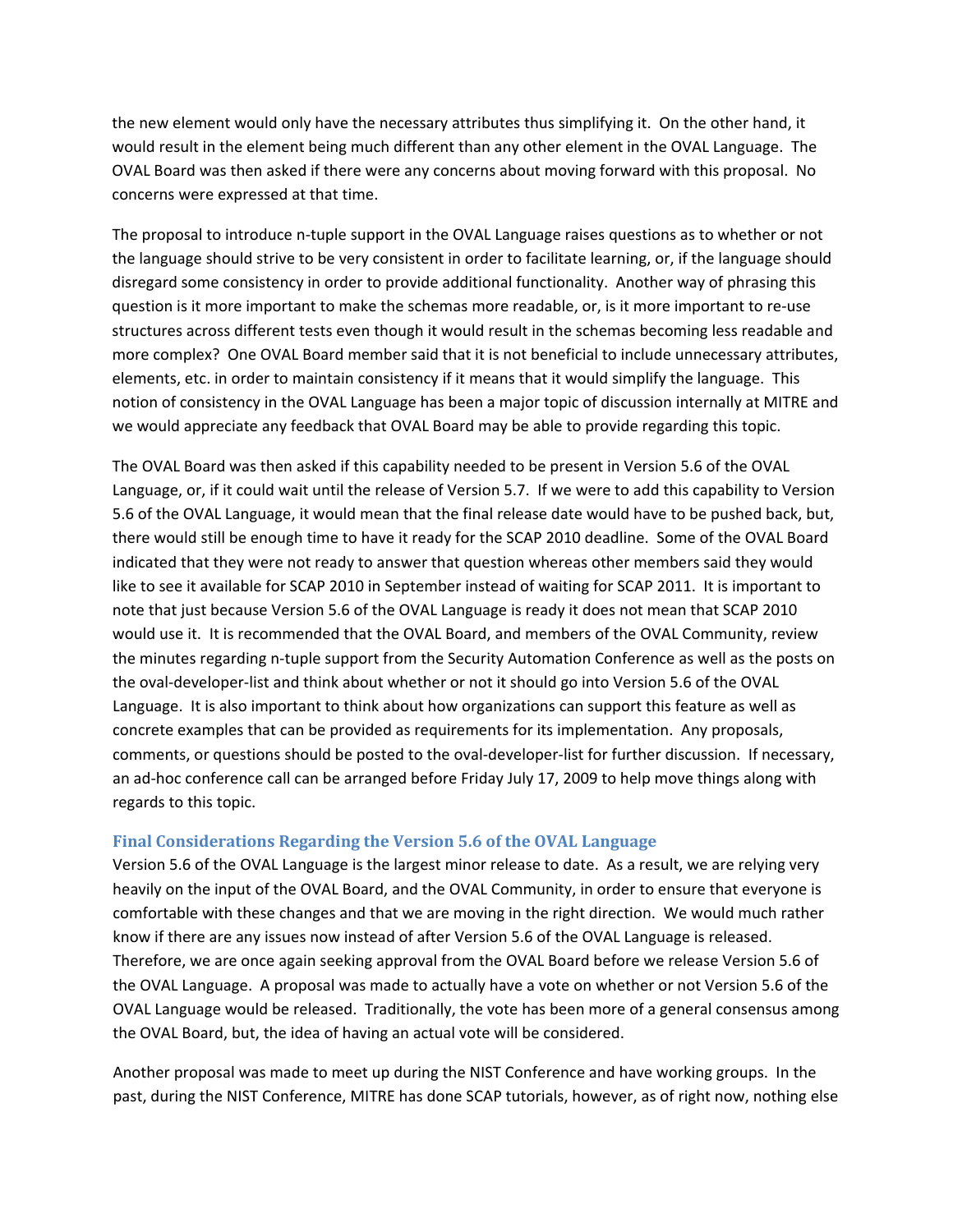the new element would only have the necessary attributes thus simplifying it. On the other hand, it would result in the element being much different than any other element in the OVAL Language. The OVAL Board was then asked if there were any concerns about moving forward with this proposal. No concerns were expressed at that time.

The proposal to introduce n-tuple support in the OVAL Language raises questions as to whether or not the language should strive to be very consistent in order to facilitate learning, or, if the language should disregard some consistency in order to provide additional functionality. Another way of phrasing this question is it more important to make the schemas more readable, or, is it more important to re-use structures across different tests even though it would result in the schemas becoming less readable and more complex? One OVAL Board member said that it is not beneficial to include unnecessary attributes, elements, etc. in order to maintain consistency if it means that it would simplify the language. This notion of consistency in the OVAL Language has been a major topic of discussion internally at MITRE and we would appreciate any feedback that OVAL Board may be able to provide regarding this topic.

The OVAL Board was then asked if this capability needed to be present in Version 5.6 of the OVAL Language, or, if it could wait until the release of Version 5.7. If we were to add this capability to Version 5.6 of the OVAL Language, it would mean that the final release date would have to be pushed back, but, there would still be enough time to have it ready for the SCAP 2010 deadline. Some of the OVAL Board indicated that they were not ready to answer that question whereas other members said they would like to see it available for SCAP 2010 in September instead of waiting for SCAP 2011. It is important to note that just because Version 5.6 of the OVAL Language is ready it does not mean that SCAP 2010 would use it. It is recommended that the OVAL Board, and members of the OVAL Community, review the minutes regarding n-tuple support from the Security Automation Conference as well as the posts on the oval-developer-list and think about whether or not it should go into Version 5.6 of the OVAL Language. It is also important to think about how organizations can support this feature as well as concrete examples that can be provided as requirements for its implementation. Any proposals, comments, or questions should be posted to the oval-developer-list for further discussion. If necessary, an ad-hoc conference call can be arranged before Friday July 17, 2009 to help move things along with regards to this topic.

### Final Considerations Regarding the Version 5.6 of the OVAL Language

Version 5.6 of the OVAL Language is the largest minor release to date. As a result, we are relying very heavily on the input of the OVAL Board, and the OVAL Community, in order to ensure that everyone is comfortable with these changes and that we are moving in the right direction. We would much rather know if there are any issues now instead of after Version 5.6 of the OVAL Language is released. Therefore, we are once again seeking approval from the OVAL Board before we release Version 5.6 of the OVAL Language. A proposal was made to actually have a vote on whether or not Version 5.6 of the OVAL Language would be released. Traditionally, the vote has been more of a general consensus among the OVAL Board, but, the idea of having an actual vote will be considered.

Another proposal was made to meet up during the NIST Conference and have working groups. In the past, during the NIST Conference, MITRE has done SCAP tutorials, however, as of right now, nothing else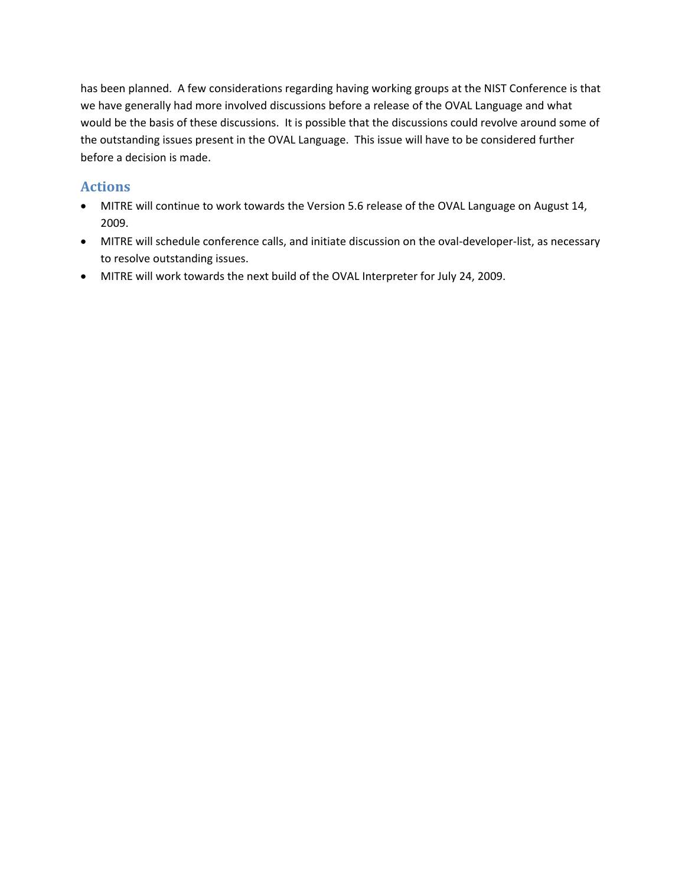has been planned. A few considerations regarding having working groups at the NIST Conference is that we have generally had more involved discussions before a release of the OVAL Language and what would be the basis of these discussions. It is possible that the discussions could revolve around some of the outstanding issues present in the OVAL Language. This issue will have to be considered further before a decision is made.

## Actions

- MITRE will continue to work towards the Version 5.6 release of the OVAL Language on August 14, 2009.
- MITRE will schedule conference calls, and initiate discussion on the oval-developer-list, as necessary to resolve outstanding issues.
- MITRE will work towards the next build of the OVAL Interpreter for July 24, 2009.